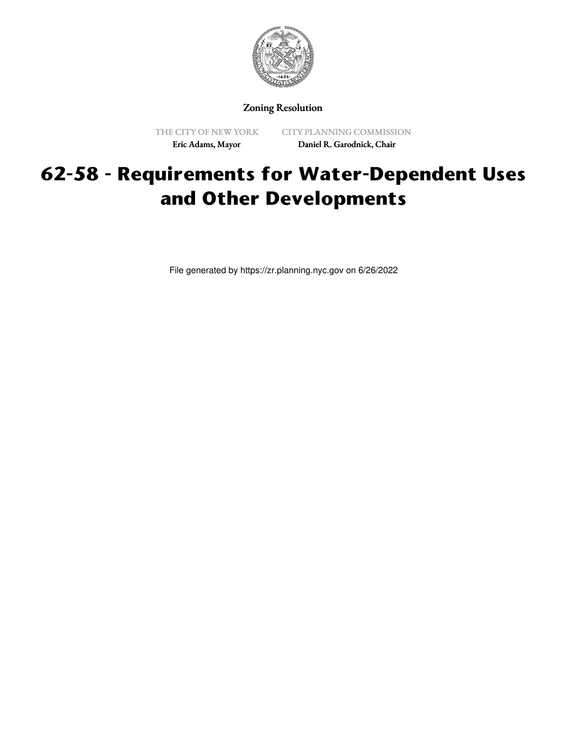Zoning Resolution

THE CITY OF NEW YORK
Eric Adams, Mayor

CITY PLANNING COMMISSION
Daniel R. Garodnick, Chair

# 62-58 - Requirements for Water-Dependent Uses and Other Developments

File generated by https://zr.planning.nyc.gov on 6/26/2022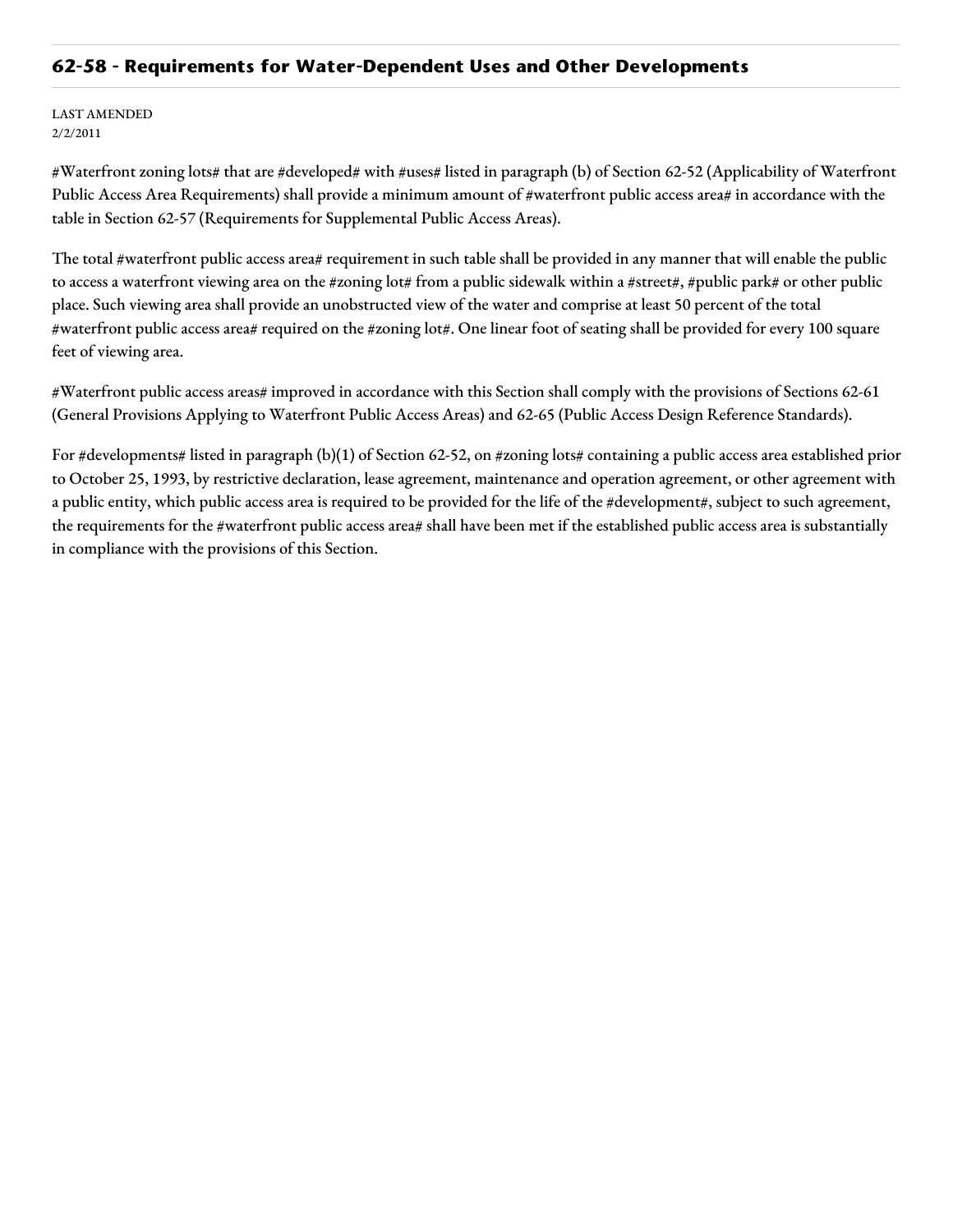## 62-58 - Requirements for Water-Dependent Uses and Other Developments

LAST AMENDED
2/2/2011

#Waterfront zoning lots# that are #developed# with #uses# listed in paragraph (b) of Section 62-52 (Applicability of Waterfront Public Access Area Requirements) shall provide a minimum amount of #waterfront public access area# in accordance with the table in Section 62-57 (Requirements for Supplemental Public Access Areas).

The total #waterfront public access area# requirement in such table shall be provided in any manner that will enable the public to access a waterfront viewing area on the #zoning lot# from a public sidewalk within a #street#, #public park# or other public place. Such viewing area shall provide an unobstructed view of the water and comprise at least 50 percent of the total #waterfront public access area# required on the #zoning lot#. One linear foot of seating shall be provided for every 100 square feet of viewing area.

#Waterfront public access areas# improved in accordance with this Section shall comply with the provisions of Sections 62-61 (General Provisions Applying to Waterfront Public Access Areas) and 62-65 (Public Access Design Reference Standards).

For #developments# listed in paragraph (b)(1) of Section 62-52, on #zoning lots# containing a public access area established prior to October 25, 1993, by restrictive declaration, lease agreement, maintenance and operation agreement, or other agreement with a public entity, which public access area is required to be provided for the life of the #development#, subject to such agreement, the requirements for the #waterfront public access area# shall have been met if the established public access area is substantially in compliance with the provisions of this Section.